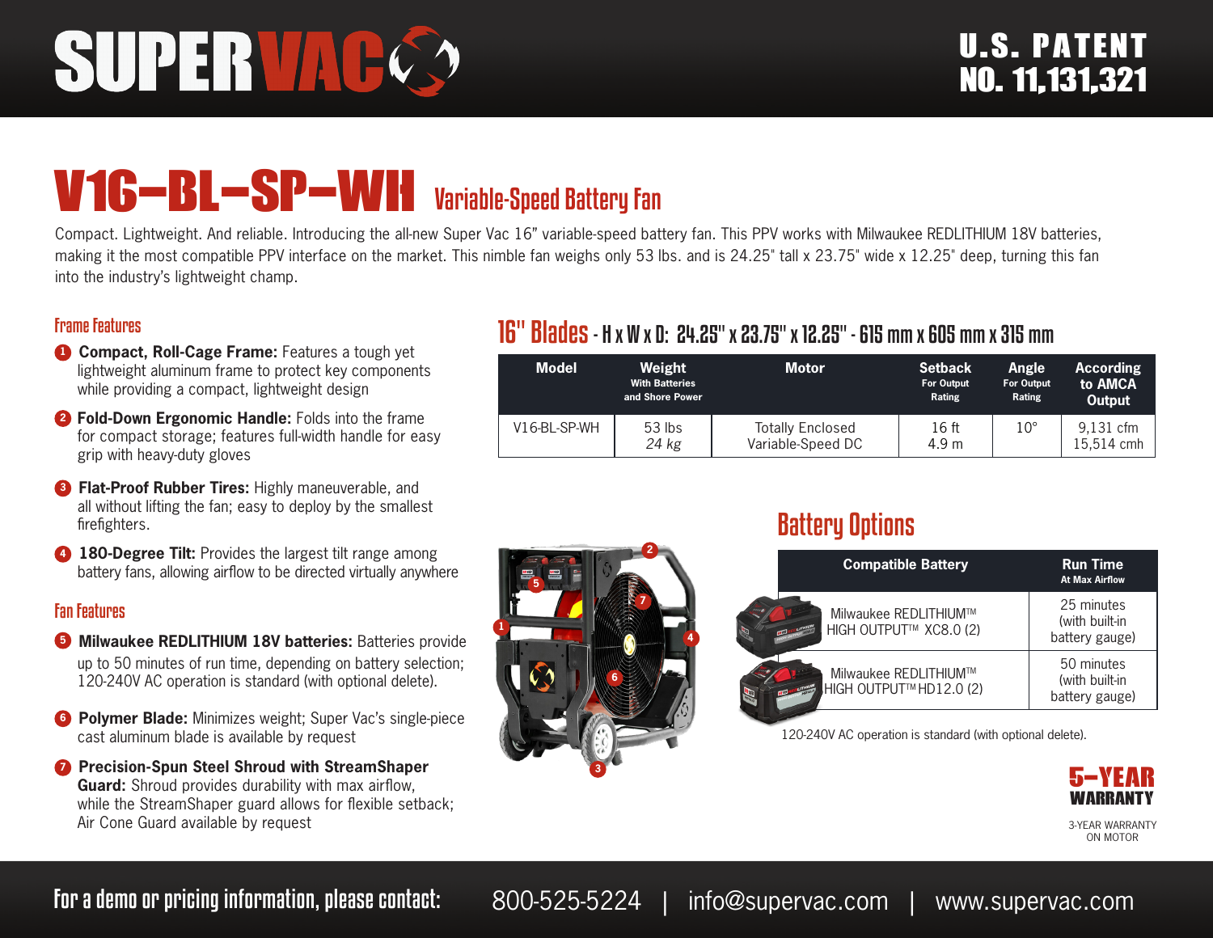# SUPER VAC

**U.S. PATENT NO. 11,131,321**

# V16-BL-SP-WH Variable-Speed Battery Fan

Compact. Lightweight. And reliable. Introducing the all-new Super Vac 16" variable-speed battery fan. This PPV works with Milwaukee REDLITHIUM 18V batteries, making it the most compatible PPV interface on the market. This nimble fan weighs only 53 lbs. and is 24.25" tall x 23.75" wide x 12.25" deep, turning this fan into the industry's lightweight champ.

## Frame Features

1. **Compact, Roll-Cage Frame:** Features a tough yet lightweight aluminum frame to protect key components while providing a compact, lightweight design
2. **Fold-Down Ergonomic Handle:** Folds into the frame for compact storage; features full-width handle for easy grip with heavy-duty gloves
3. **Flat-Proof Rubber Tires:** Highly maneuverable, and all without lifting the fan; easy to deploy by the smallest firefighters.
4. **180-Degree Tilt:** Provides the largest tilt range among battery fans, allowing airflow to be directed virtually anywhere

## Fan Features

5. **Milwaukee REDLITHIUM 18V batteries:** Batteries provide up to 50 minutes of run time, depending on battery selection; 120-240V AC operation is standard (with optional delete).
6. **Polymer Blade:** Minimizes weight; Super Vac's single-piece cast aluminum blade is available by request
7. **Precision-Spun Steel Shroud with StreamShaper Guard:** Shroud provides durability with max airflow, while the StreamShaper guard allows for flexible setback; Air Cone Guard available by request

## 16" Blades - H x W x D: 24.25" x 23.75" x 12.25" - 615 mm x 605 mm x 315 mm

| Model | Weight With Batteries and Shore Power | Motor | Setback For Output Rating | Angle For Output Rating | According to AMCA Output |
|---|---|---|---|---|---|
| V16-BL-SP-WH | 53 lbs *24 kg* | Totally Enclosed Variable-Speed DC | 16 ft 4.9 m | 10° | 9,131 cfm 15,514 cmh |

## Battery Options

| Compatible Battery | Run Time At Max Airflow |
|---|---|
| Milwaukee REDLITHIUM™ HIGH OUTPUT™ XC8.0 (2) | 25 minutes (with built-in battery gauge) |
| Milwaukee REDLITHIUM™ HIGH OUTPUT™ HD12.0 (2) | 50 minutes (with built-in battery gauge) |

120-240V AC operation is standard (with optional delete).

**5-YEAR WARRANTY**

3-YEAR WARRANTY ON MOTOR

**For a demo or pricing information, please contact:** 800-525-5224 | info@supervac.com | www.supervac.com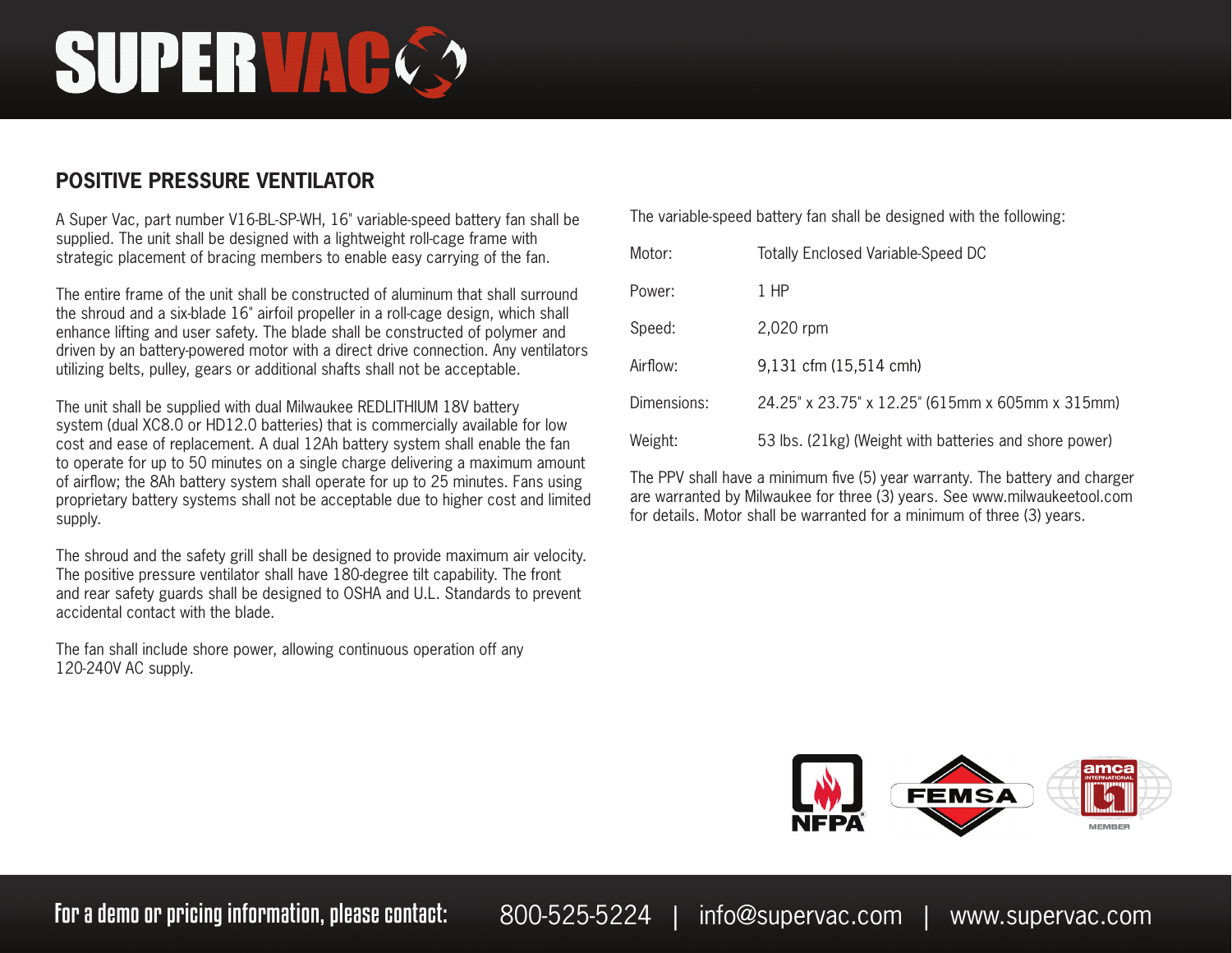## POSITIVE PRESSURE VENTILATOR

A Super Vac, part number V16-BL-SP-WH, 16" variable-speed battery fan shall be supplied. The unit shall be designed with a lightweight roll-cage frame with strategic placement of bracing members to enable easy carrying of the fan.

The entire frame of the unit shall be constructed of aluminum that shall surround the shroud and a six-blade 16" airfoil propeller in a roll-cage design, which shall enhance lifting and user safety. The blade shall be constructed of polymer and driven by an battery-powered motor with a direct drive connection. Any ventilators utilizing belts, pulley, gears or additional shafts shall not be acceptable.

The unit shall be supplied with dual Milwaukee REDLITHIUM 18V battery system (dual XC8.0 or HD12.0 batteries) that is commercially available for low cost and ease of replacement. A dual 12Ah battery system shall enable the fan to operate for up to 50 minutes on a single charge delivering a maximum amount of airflow; the 8Ah battery system shall operate for up to 25 minutes. Fans using proprietary battery systems shall not be acceptable due to higher cost and limited supply.

The shroud and the safety grill shall be designed to provide maximum air velocity. The positive pressure ventilator shall have 180-degree tilt capability. The front and rear safety guards shall be designed to OSHA and U.L. Standards to prevent accidental contact with the blade.

The fan shall include shore power, allowing continuous operation off any 120-240V AC supply.

The variable-speed battery fan shall be designed with the following:

| | |
|---|---|
| Motor: | Totally Enclosed Variable-Speed DC |
| Power: | 1 HP |
| Speed: | 2,020 rpm |
| Airflow: | 9,131 cfm (15,514 cmh) |
| Dimensions: | 24.25" x 23.75" x 12.25" (615mm x 605mm x 315mm) |
| Weight: | 53 lbs. (21kg) (Weight with batteries and shore power) |

The PPV shall have a minimum five (5) year warranty. The battery and charger are warranted by Milwaukee for three (3) years. See www.milwaukeetool.com for details. Motor shall be warranted for a minimum of three (3) years.

For a demo or pricing information, please contact: 800-525-5224 | info@supervac.com | www.supervac.com